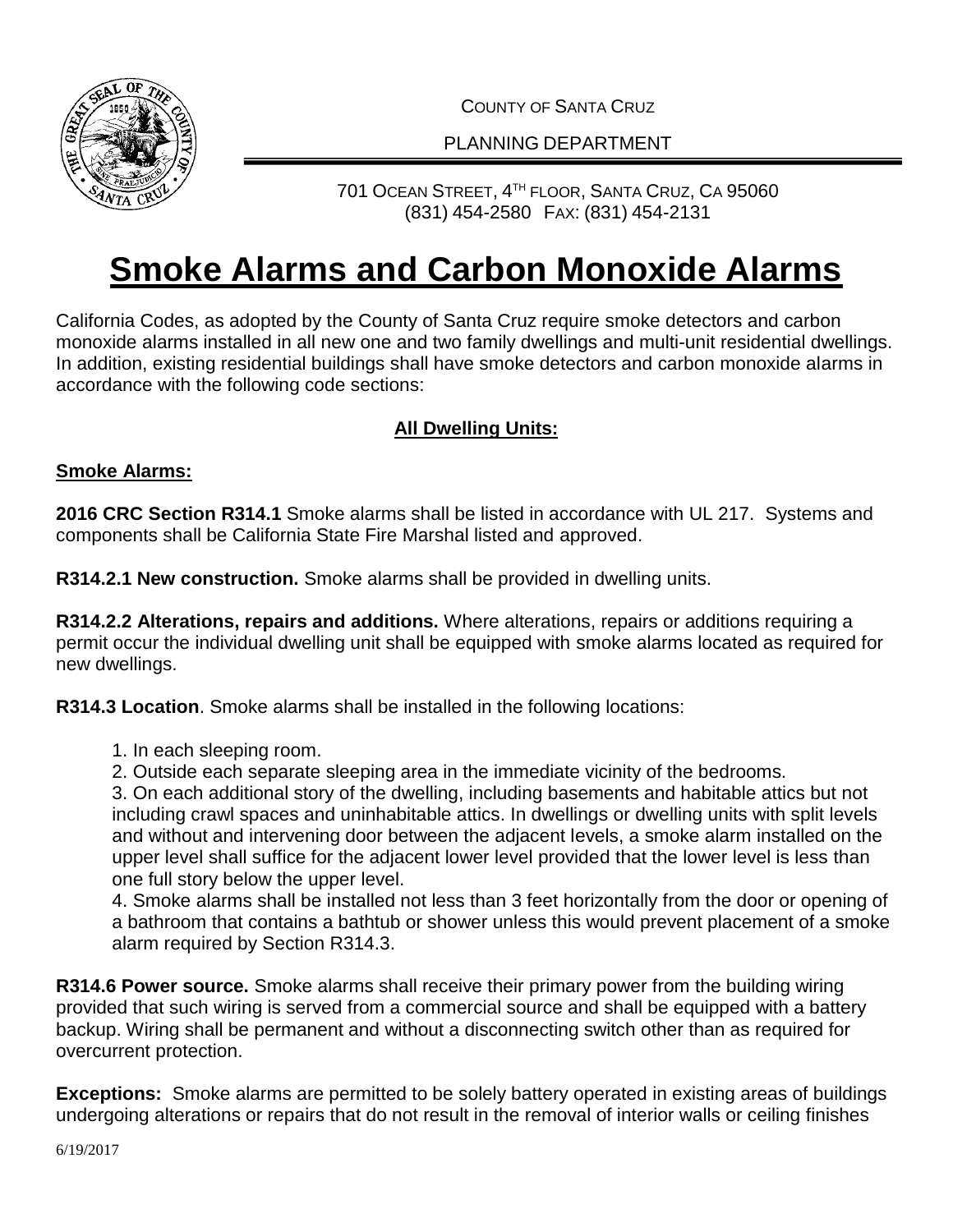COUNTY OF SANTA CRUZ

PLANNING DEPARTMENT

701 OCEAN STREET, 4TH FLOOR, SANTA CRUZ, CA 95060
(831) 454-2580 FAX: (831) 454-2131

# Smoke Alarms and Carbon Monoxide Alarms

California Codes, as adopted by the County of Santa Cruz require smoke detectors and carbon monoxide alarms installed in all new one and two family dwellings and multi-unit residential dwellings. In addition, existing residential buildings shall have smoke detectors and carbon monoxide alarms in accordance with the following code sections:

## All Dwelling Units:

### Smoke Alarms:

**2016 CRC Section R314.1** Smoke alarms shall be listed in accordance with UL 217. Systems and components shall be California State Fire Marshal listed and approved.

**R314.2.1 New construction.** Smoke alarms shall be provided in dwelling units.

**R314.2.2 Alterations, repairs and additions.** Where alterations, repairs or additions requiring a permit occur the individual dwelling unit shall be equipped with smoke alarms located as required for new dwellings.

**R314.3 Location**. Smoke alarms shall be installed in the following locations:

1. In each sleeping room.
2. Outside each separate sleeping area in the immediate vicinity of the bedrooms.
3. On each additional story of the dwelling, including basements and habitable attics but not including crawl spaces and uninhabitable attics. In dwellings or dwelling units with split levels and without and intervening door between the adjacent levels, a smoke alarm installed on the upper level shall suffice for the adjacent lower level provided that the lower level is less than one full story below the upper level.
4. Smoke alarms shall be installed not less than 3 feet horizontally from the door or opening of a bathroom that contains a bathtub or shower unless this would prevent placement of a smoke alarm required by Section R314.3.

**R314.6 Power source.** Smoke alarms shall receive their primary power from the building wiring provided that such wiring is served from a commercial source and shall be equipped with a battery backup. Wiring shall be permanent and without a disconnecting switch other than as required for overcurrent protection.

**Exceptions:** Smoke alarms are permitted to be solely battery operated in existing areas of buildings undergoing alterations or repairs that do not result in the removal of interior walls or ceiling finishes

6/19/2017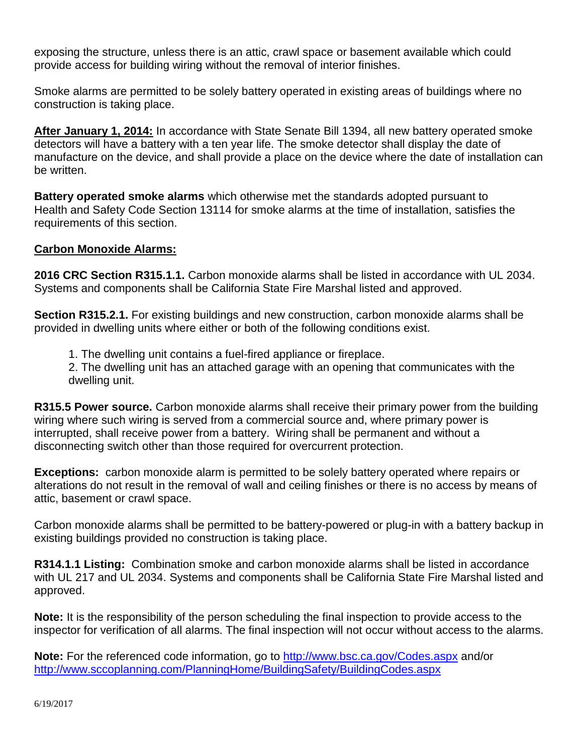exposing the structure, unless there is an attic, crawl space or basement available which could provide access for building wiring without the removal of interior finishes.

Smoke alarms are permitted to be solely battery operated in existing areas of buildings where no construction is taking place.

**After January 1, 2014:** In accordance with State Senate Bill 1394, all new battery operated smoke detectors will have a battery with a ten year life. The smoke detector shall display the date of manufacture on the device, and shall provide a place on the device where the date of installation can be written.

**Battery operated smoke alarms** which otherwise met the standards adopted pursuant to Health and Safety Code Section 13114 for smoke alarms at the time of installation, satisfies the requirements of this section.

## Carbon Monoxide Alarms:

**2016 CRC Section R315.1.1.** Carbon monoxide alarms shall be listed in accordance with UL 2034. Systems and components shall be California State Fire Marshal listed and approved.

**Section R315.2.1.** For existing buildings and new construction, carbon monoxide alarms shall be provided in dwelling units where either or both of the following conditions exist.

1. The dwelling unit contains a fuel-fired appliance or fireplace.
2. The dwelling unit has an attached garage with an opening that communicates with the dwelling unit.

**R315.5 Power source.** Carbon monoxide alarms shall receive their primary power from the building wiring where such wiring is served from a commercial source and, where primary power is interrupted, shall receive power from a battery. Wiring shall be permanent and without a disconnecting switch other than those required for overcurrent protection.

**Exceptions:** carbon monoxide alarm is permitted to be solely battery operated where repairs or alterations do not result in the removal of wall and ceiling finishes or there is no access by means of attic, basement or crawl space.

Carbon monoxide alarms shall be permitted to be battery-powered or plug-in with a battery backup in existing buildings provided no construction is taking place.

**R314.1.1 Listing:** Combination smoke and carbon monoxide alarms shall be listed in accordance with UL 217 and UL 2034. Systems and components shall be California State Fire Marshal listed and approved.

**Note:** It is the responsibility of the person scheduling the final inspection to provide access to the inspector for verification of all alarms. The final inspection will not occur without access to the alarms.

**Note:** For the referenced code information, go to http://www.bsc.ca.gov/Codes.aspx and/or http://www.sccoplanning.com/PlanningHome/BuildingSafety/BuildingCodes.aspx

6/19/2017